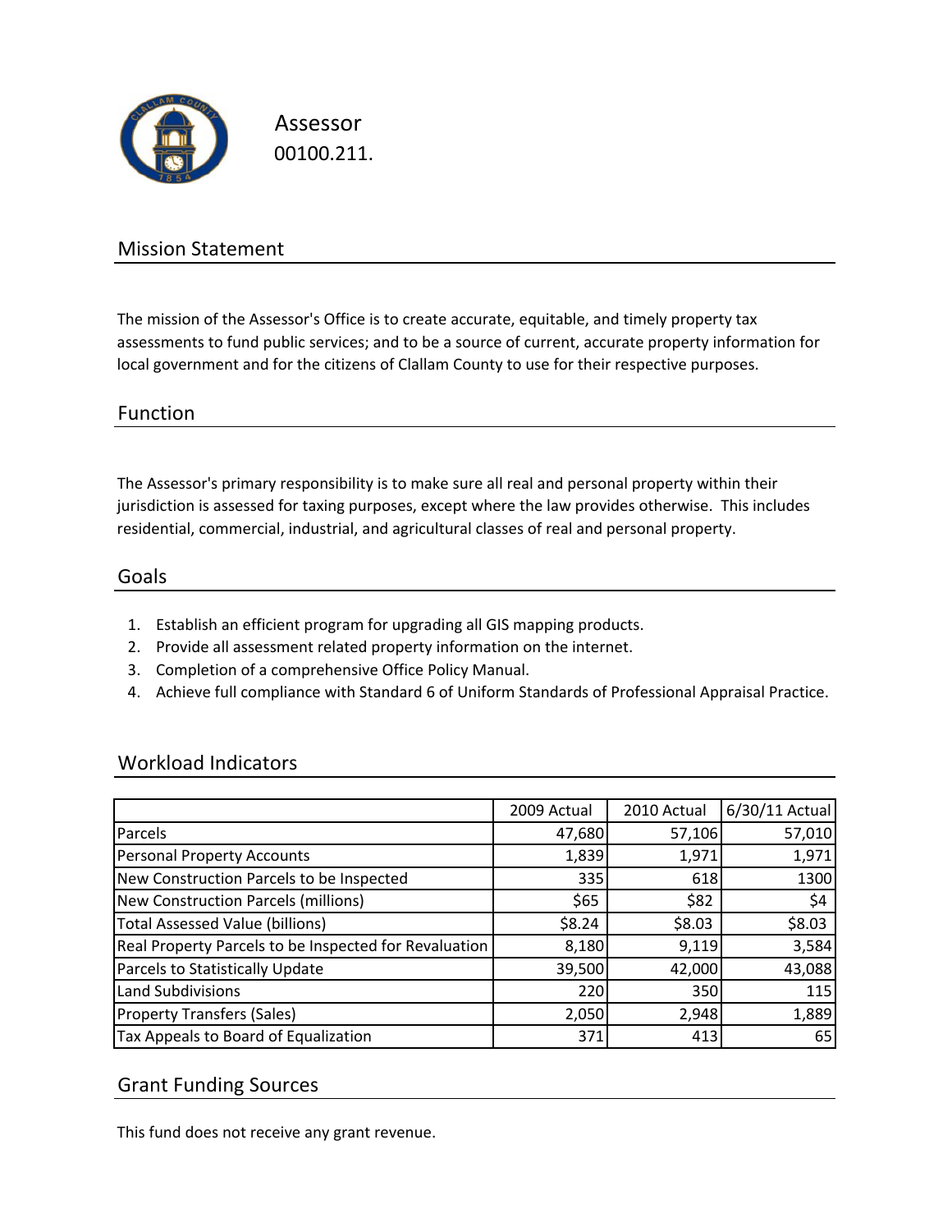# Assessor

00100.211.

## Mission Statement

The mission of the Assessor's Office is to create accurate, equitable, and timely property tax assessments to fund public services; and to be a source of current, accurate property information for local government and for the citizens of Clallam County to use for their respective purposes.

## Function

The Assessor's primary responsibility is to make sure all real and personal property within their jurisdiction is assessed for taxing purposes, except where the law provides otherwise. This includes residential, commercial, industrial, and agricultural classes of real and personal property.

## Goals

1. Establish an efficient program for upgrading all GIS mapping products.
2. Provide all assessment related property information on the internet.
3. Completion of a comprehensive Office Policy Manual.
4. Achieve full compliance with Standard 6 of Uniform Standards of Professional Appraisal Practice.

## Workload Indicators

| | 2009 Actual | 2010 Actual | 6/30/11 Actual |
|---|---|---|---|
| Parcels | 47,680 | 57,106 | 57,010 |
| Personal Property Accounts | 1,839 | 1,971 | 1,971 |
| New Construction Parcels to be Inspected | 335 | 618 | 1300 |
| New Construction Parcels (millions) | $65 | $82 | $4 |
| Total Assessed Value (billions) | $8.24 | $8.03 | $8.03 |
| Real Property Parcels to be Inspected for Revaluation | 8,180 | 9,119 | 3,584 |
| Parcels to Statistically Update | 39,500 | 42,000 | 43,088 |
| Land Subdivisions | 220 | 350 | 115 |
| Property Transfers (Sales) | 2,050 | 2,948 | 1,889 |
| Tax Appeals to Board of Equalization | 371 | 413 | 65 |

## Grant Funding Sources

This fund does not receive any grant revenue.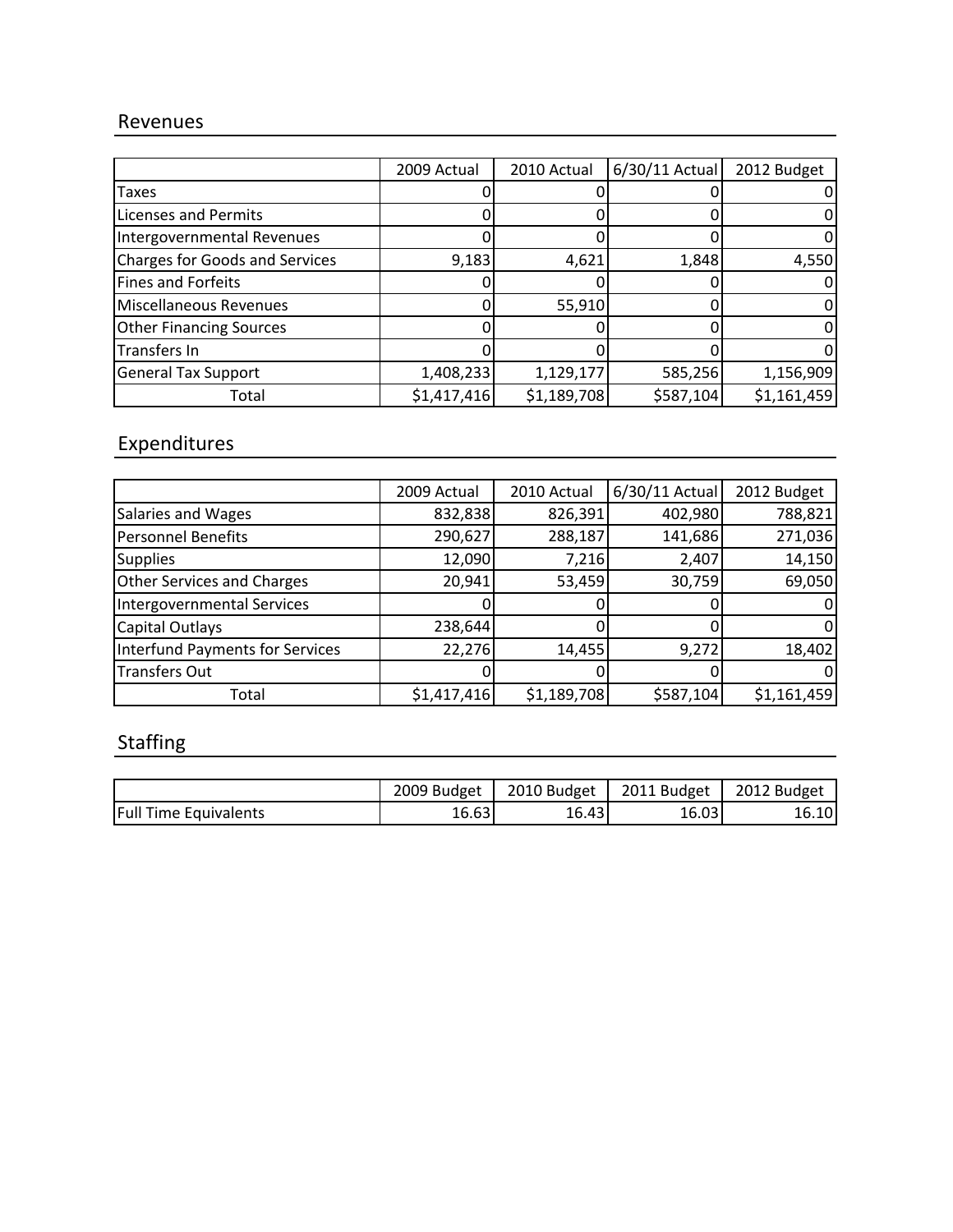## Revenues

| | 2009 Actual | 2010 Actual | 6/30/11 Actual | 2012 Budget |
|---|---|---|---|---|
| Taxes | 0 | 0 | 0 | 0 |
| Licenses and Permits | 0 | 0 | 0 | 0 |
| Intergovernmental Revenues | 0 | 0 | 0 | 0 |
| Charges for Goods and Services | 9,183 | 4,621 | 1,848 | 4,550 |
| Fines and Forfeits | 0 | 0 | 0 | 0 |
| Miscellaneous Revenues | 0 | 55,910 | 0 | 0 |
| Other Financing Sources | 0 | 0 | 0 | 0 |
| Transfers In | 0 | 0 | 0 | 0 |
| General Tax Support | 1,408,233 | 1,129,177 | 585,256 | 1,156,909 |
| Total | $1,417,416 | $1,189,708 | $587,104 | $1,161,459 |

## Expenditures

| | 2009 Actual | 2010 Actual | 6/30/11 Actual | 2012 Budget |
|---|---|---|---|---|
| Salaries and Wages | 832,838 | 826,391 | 402,980 | 788,821 |
| Personnel Benefits | 290,627 | 288,187 | 141,686 | 271,036 |
| Supplies | 12,090 | 7,216 | 2,407 | 14,150 |
| Other Services and Charges | 20,941 | 53,459 | 30,759 | 69,050 |
| Intergovernmental Services | 0 | 0 | 0 | 0 |
| Capital Outlays | 238,644 | 0 | 0 | 0 |
| Interfund Payments for Services | 22,276 | 14,455 | 9,272 | 18,402 |
| Transfers Out | 0 | 0 | 0 | 0 |
| Total | $1,417,416 | $1,189,708 | $587,104 | $1,161,459 |

## Staffing

| | 2009 Budget | 2010 Budget | 2011 Budget | 2012 Budget |
|---|---|---|---|---|
| Full Time Equivalents | 16.63 | 16.43 | 16.03 | 16.10 |